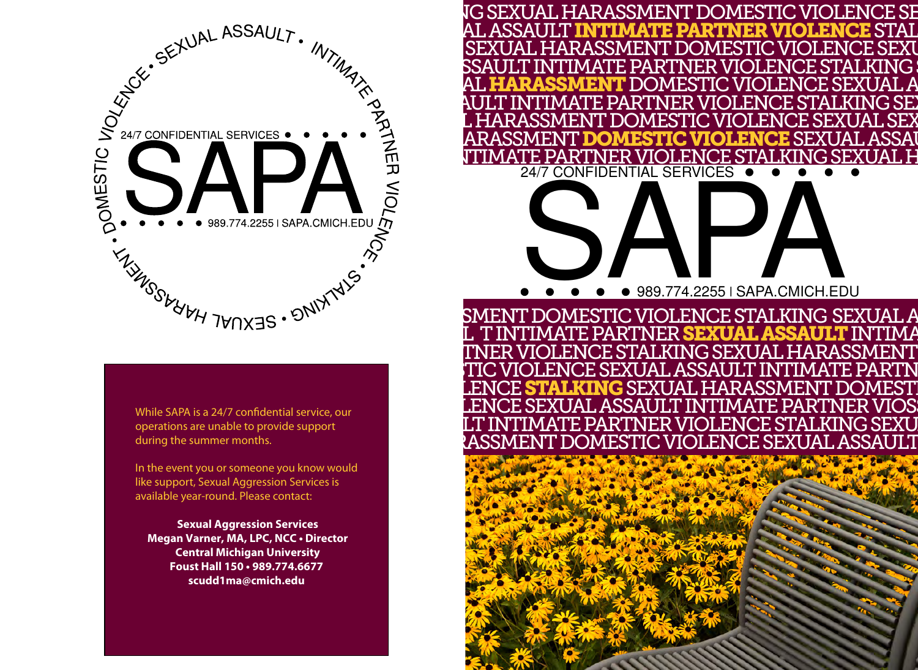DOMESTIC VIOLENCE • SEXUAL ASSAULT • INTIMATE PARTNER VIOLENCE • STALKING • SEXUAL HARASSMENT •

24/7 CONFIDENTIAL SERVICES

# SAPA

989.774.2255 | SAPA.CMICH.EDU

While SAPA is a 24/7 confidential service, our operations are unable to provide support during the summer months.

In the event you or someone you know would like support, Sexual Aggression Services is available year-round. Please contact:

**Sexual Aggression Services**
**Megan Varner, MA, LPC, NCC • Director**
**Central Michigan University**
**Foust Hall 150 • 989.774.6677**
**scudd1ma@cmich.edu**

24/7 CONFIDENTIAL SERVICES

# SAPA

989.774.2255 | SAPA.CMICH.EDU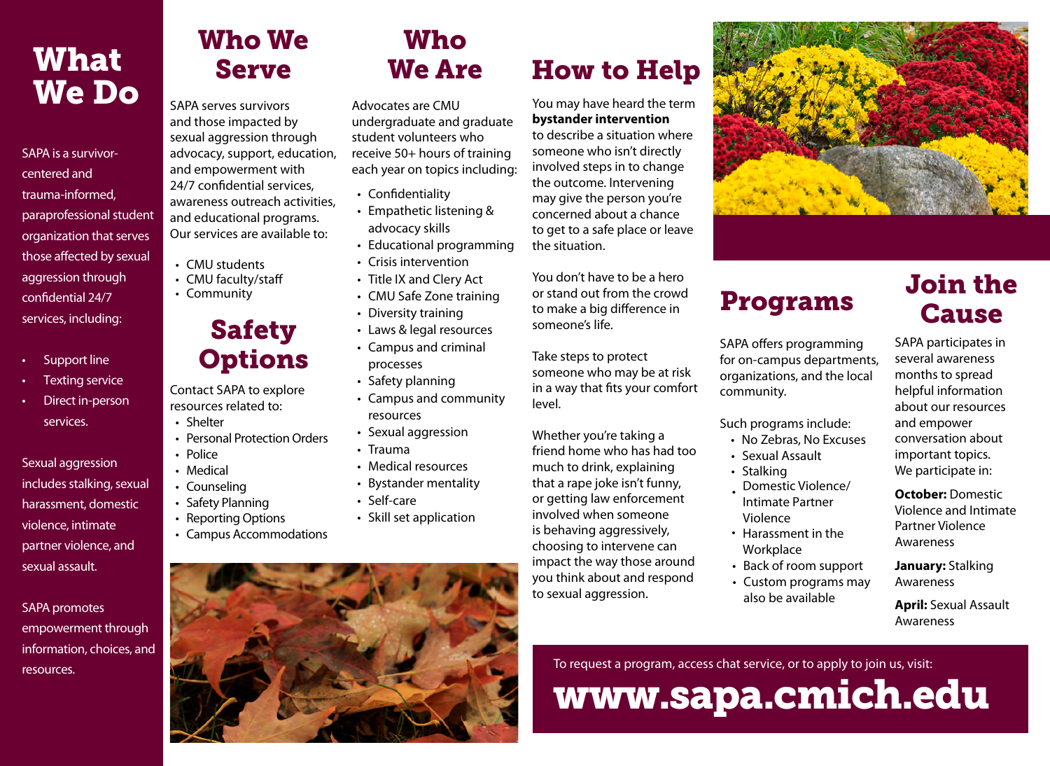# What We Do

SAPA is a survivor-centered and trauma-informed, paraprofessional student organization that serves those affected by sexual aggression through confidential 24/7 services, including:

- Support line
- Texting service
- Direct in-person services.

Sexual aggression includes stalking, sexual harassment, domestic violence, intimate partner violence, and sexual assault.

SAPA promotes empowerment through information, choices, and resources.

# Who We Serve

SAPA serves survivors and those impacted by sexual aggression through advocacy, support, education, and empowerment with 24/7 confidential services, awareness outreach activities, and educational programs. Our services are available to:

- CMU students
- CMU faculty/staff
- Community

# Safety Options

Contact SAPA to explore resources related to:

- Shelter
- Personal Protection Orders
- Police
- Medical
- Counseling
- Safety Planning
- Reporting Options
- Campus Accommodations

# Who We Are

Advocates are CMU undergraduate and graduate student volunteers who receive 50+ hours of training each year on topics including:

- Confidentiality
- Empathetic listening & advocacy skills
- Educational programming
- Crisis intervention
- Title IX and Clery Act
- CMU Safe Zone training
- Diversity training
- Laws & legal resources
- Campus and criminal processes
- Safety planning
- Campus and community resources
- Sexual aggression
- Trauma
- Medical resources
- Bystander mentality
- Self-care
- Skill set application

# How to Help

You may have heard the term **bystander intervention** to describe a situation where someone who isn't directly involved steps in to change the outcome. Intervening may give the person you're concerned about a chance to get to a safe place or leave the situation.

You don't have to be a hero or stand out from the crowd to make a big difference in someone's life.

Take steps to protect someone who may be at risk in a way that fits your comfort level.

Whether you're taking a friend home who has had too much to drink, explaining that a rape joke isn't funny, or getting law enforcement involved when someone is behaving aggressively, choosing to intervene can impact the way those around you think about and respond to sexual aggression.

# Programs

SAPA offers programming for on-campus departments, organizations, and the local community.

Such programs include:

- No Zebras, No Excuses
- Sexual Assault
- Stalking
- Domestic Violence/ Intimate Partner Violence
- Harassment in the Workplace
- Back of room support
- Custom programs may also be available

# Join the Cause

SAPA participates in several awareness months to spread helpful information about our resources and empower conversation about important topics. We participate in:

**October:** Domestic Violence and Intimate Partner Violence Awareness

**January:** Stalking Awareness

**April:** Sexual Assault Awareness

To request a program, access chat service, or to apply to join us, visit:

**www.sapa.cmich.edu**